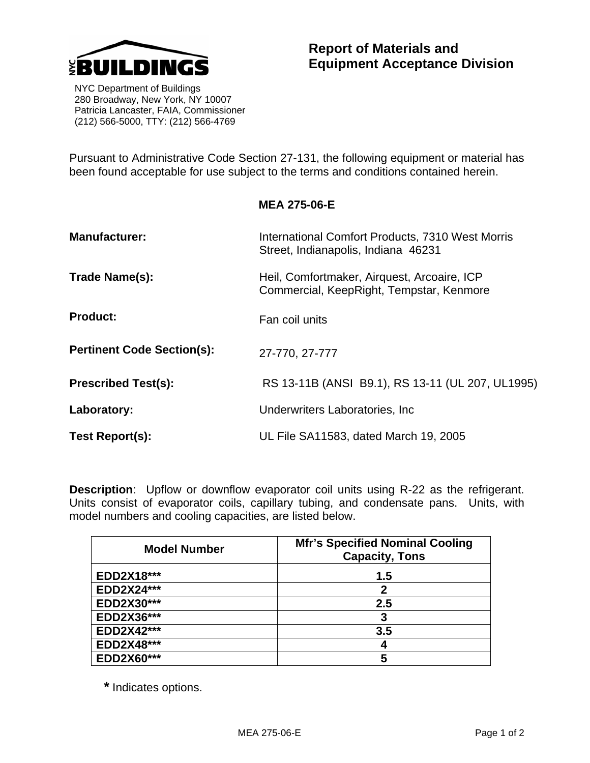NYC BUILDINGS

NYC Department of Buildings
280 Broadway, New York, NY 10007
Patricia Lancaster, FAIA, Commissioner
(212) 566-5000, TTY: (212) 566-4769

# Report of Materials and Equipment Acceptance Division

Pursuant to Administrative Code Section 27-131, the following equipment or material has been found acceptable for use subject to the terms and conditions contained herein.

**MEA 275-06-E**

**Manufacturer:** International Comfort Products, 7310 West Morris Street, Indianapolis, Indiana 46231

**Trade Name(s):** Heil, Comfortmaker, Airquest, Arcoaire, ICP Commercial, KeepRight, Tempstar, Kenmore

**Product:** Fan coil units

**Pertinent Code Section(s):** 27-770, 27-777

**Prescribed Test(s):** RS 13-11B (ANSI B9.1), RS 13-11 (UL 207, UL1995)

**Laboratory:** Underwriters Laboratories, Inc

**Test Report(s):** UL File SA11583, dated March 19, 2005

**Description**: Upflow or downflow evaporator coil units using R-22 as the refrigerant. Units consist of evaporator coils, capillary tubing, and condensate pans. Units, with model numbers and cooling capacities, are listed below.

| Model Number | Mfr's Specified Nominal Cooling Capacity, Tons |
|---|---|
| **EDD2X18*** | **1.5** |
| **EDD2X24*** | **2** |
| **EDD2X30*** | **2.5** |
| **EDD2X36*** | **3** |
| **EDD2X42*** | **3.5** |
| **EDD2X48*** | **4** |
| **EDD2X60*** | **5** |

**\*** Indicates options.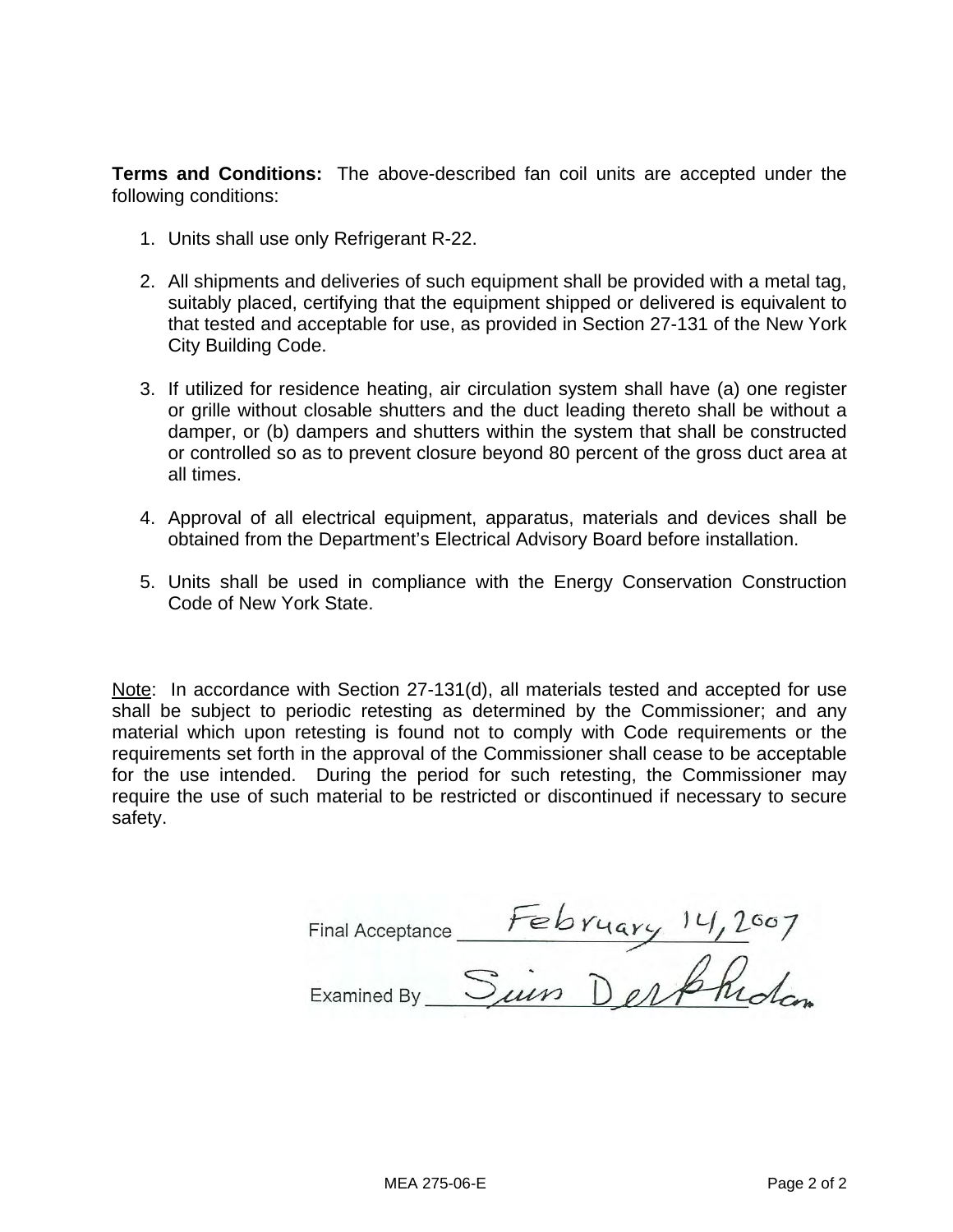**Terms and Conditions:** The above-described fan coil units are accepted under the following conditions:

1. Units shall use only Refrigerant R-22.

2. All shipments and deliveries of such equipment shall be provided with a metal tag, suitably placed, certifying that the equipment shipped or delivered is equivalent to that tested and acceptable for use, as provided in Section 27-131 of the New York City Building Code.

3. If utilized for residence heating, air circulation system shall have (a) one register or grille without closable shutters and the duct leading thereto shall be without a damper, or (b) dampers and shutters within the system that shall be constructed or controlled so as to prevent closure beyond 80 percent of the gross duct area at all times.

4. Approval of all electrical equipment, apparatus, materials and devices shall be obtained from the Department's Electrical Advisory Board before installation.

5. Units shall be used in compliance with the Energy Conservation Construction Code of New York State.

Note: In accordance with Section 27-131(d), all materials tested and accepted for use shall be subject to periodic retesting as determined by the Commissioner; and any material which upon retesting is found not to comply with Code requirements or the requirements set forth in the approval of the Commissioner shall cease to be acceptable for the use intended. During the period for such retesting, the Commissioner may require the use of such material to be restricted or discontinued if necessary to secure safety.

Final Acceptance February 14, 2007

Examined By Suis Derkhodan

MEA 275-06-E